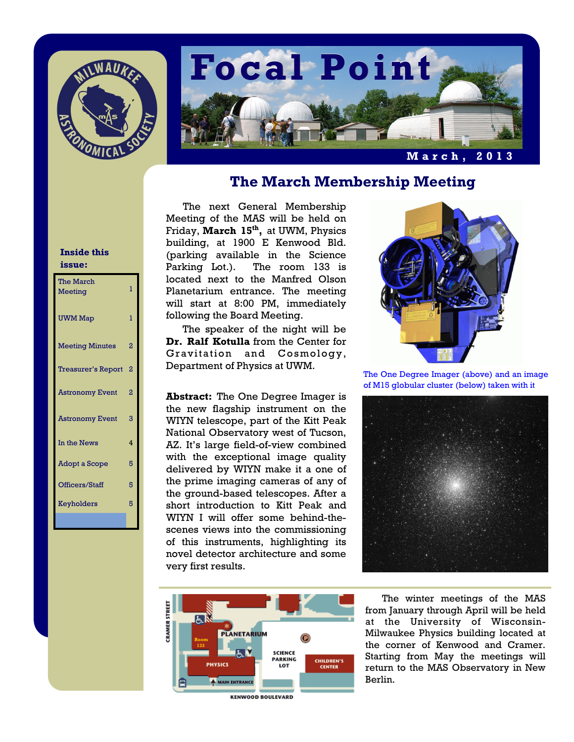# Focal Point

March, 2013

**Inside this issue:**

| | |
|---|---|
| The March Meeting | 1 |
| UWM Map | 1 |
| Meeting Minutes | 2 |
| Treasurer's Report | 2 |
| Astronomy Event | 2 |
| Astronomy Event | 3 |
| In the News | 4 |
| Adopt a Scope | 5 |
| Officers/Staff | 5 |
| Keyholders | 5 |

## The March Membership Meeting

The next General Membership Meeting of the MAS will be held on Friday, **March 15th,** at UWM, Physics building, at 1900 E Kenwood Bld. (parking available in the Science Parking Lot.). The room 133 is located next to the Manfred Olson Planetarium entrance. The meeting will start at 8:00 PM, immediately following the Board Meeting.

The speaker of the night will be **Dr. Ralf Kotulla** from the Center for Gravitation and Cosmology, Department of Physics at UWM.

**Abstract:** The One Degree Imager is the new flagship instrument on the WIYN telescope, part of the Kitt Peak National Observatory west of Tucson, AZ. It's large field-of-view combined with the exceptional image quality delivered by WIYN make it a one of the prime imaging cameras of any of the ground-based telescopes. After a short introduction to Kitt Peak and WIYN I will offer some behind-the-scenes views into the commissioning of this instruments, highlighting its novel detector architecture and some very first results.

The One Degree Imager (above) and an image of M15 globular cluster (below) taken with it

The winter meetings of the MAS from January through April will be held at the University of Wisconsin-Milwaukee Physics building located at the corner of Kenwood and Cramer. Starting from May the meetings will return to the MAS Observatory in New Berlin.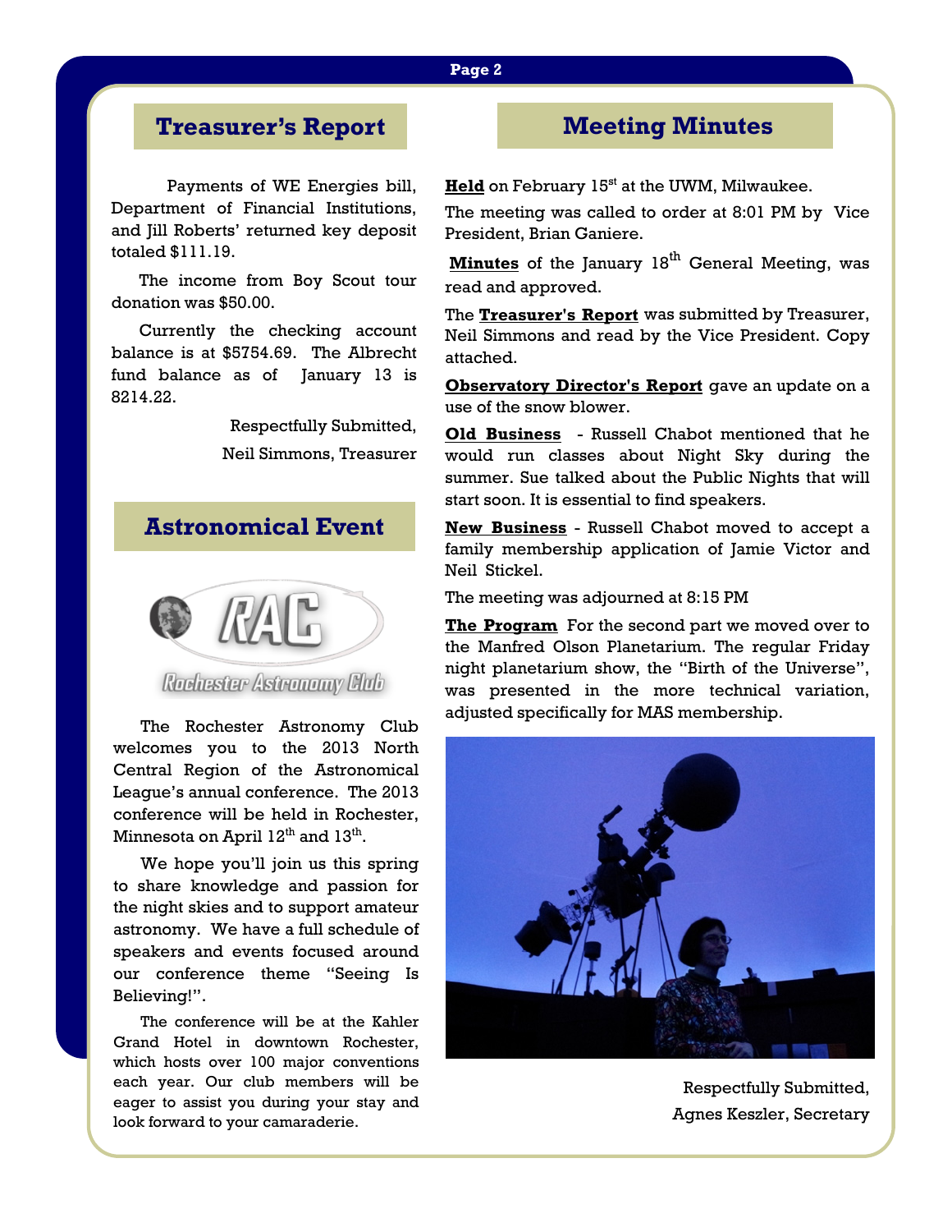## Treasurer's Report

Payments of WE Energies bill, Department of Financial Institutions, and Jill Roberts' returned key deposit totaled $111.19.

The income from Boy Scout tour donation was $50.00.

Currently the checking account balance is at $5754.69. The Albrecht fund balance as of January 13 is 8214.22.

Respectfully Submitted,

Neil Simmons, Treasurer

## Astronomical Event

RAC

Rochester Astronomy Club

The Rochester Astronomy Club welcomes you to the 2013 North Central Region of the Astronomical League's annual conference. The 2013 conference will be held in Rochester, Minnesota on April 12th and 13th.

We hope you'll join us this spring to share knowledge and passion for the night skies and to support amateur astronomy. We have a full schedule of speakers and events focused around our conference theme "Seeing Is Believing!".

The conference will be at the Kahler Grand Hotel in downtown Rochester, which hosts over 100 major conventions each year. Our club members will be eager to assist you during your stay and look forward to your camaraderie.

## Meeting Minutes

**Held** on February 15st at the UWM, Milwaukee.

The meeting was called to order at 8:01 PM by Vice President, Brian Ganiere.

**Minutes** of the January 18th General Meeting, was read and approved.

The **Treasurer's Report** was submitted by Treasurer, Neil Simmons and read by the Vice President. Copy attached.

**Observatory Director's Report** gave an update on a use of the snow blower.

**Old Business** - Russell Chabot mentioned that he would run classes about Night Sky during the summer. Sue talked about the Public Nights that will start soon. It is essential to find speakers.

**New Business** - Russell Chabot moved to accept a family membership application of Jamie Victor and Neil Stickel.

The meeting was adjourned at 8:15 PM

**The Program** For the second part we moved over to the Manfred Olson Planetarium. The regular Friday night planetarium show, the "Birth of the Universe", was presented in the more technical variation, adjusted specifically for MAS membership.

Respectfully Submitted,

Agnes Keszler, Secretary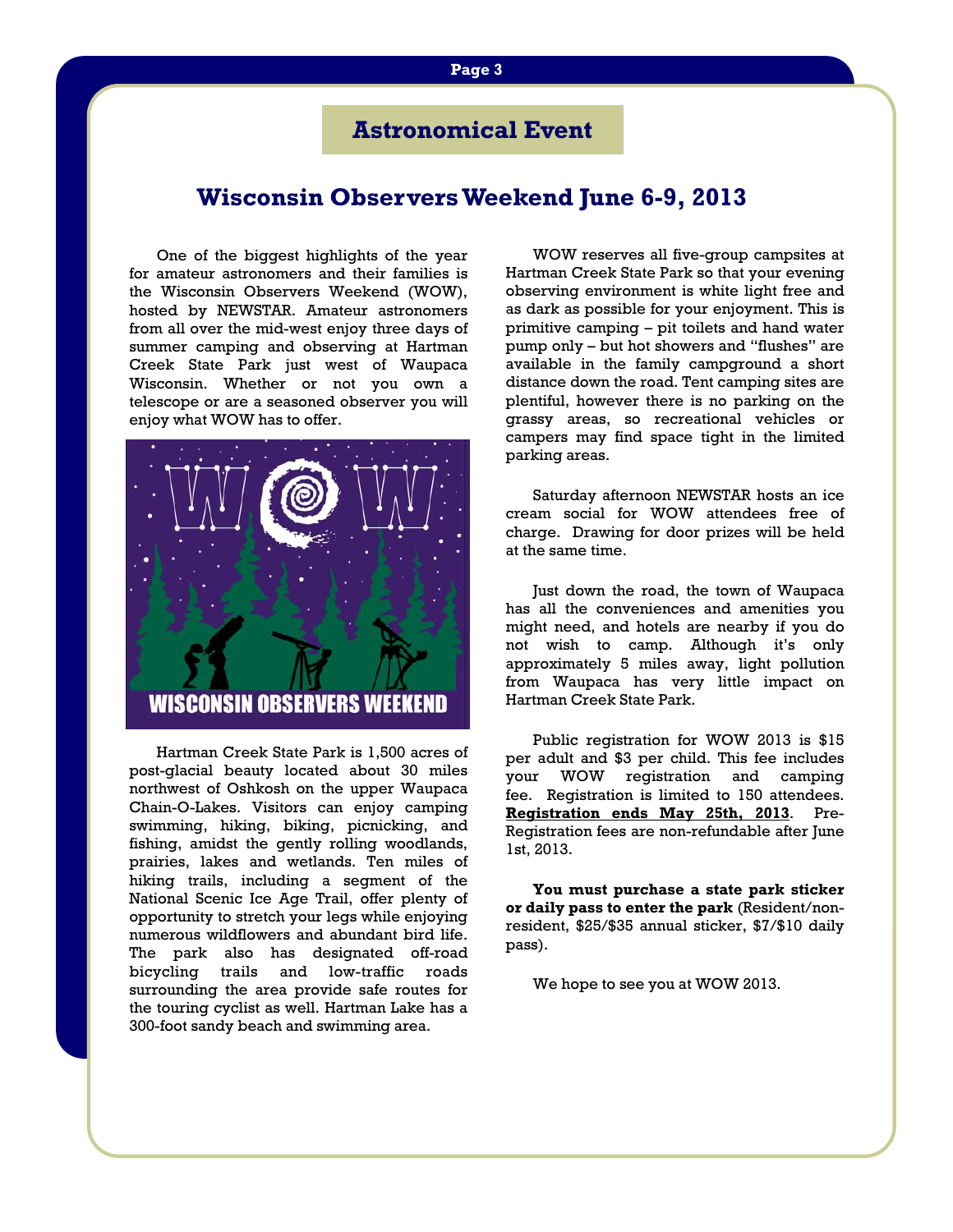## Astronomical Event

# Wisconsin Observers Weekend June 6-9, 2013

One of the biggest highlights of the year for amateur astronomers and their families is the Wisconsin Observers Weekend (WOW), hosted by NEWSTAR. Amateur astronomers from all over the mid-west enjoy three days of summer camping and observing at Hartman Creek State Park just west of Waupaca Wisconsin. Whether or not you own a telescope or are a seasoned observer you will enjoy what WOW has to offer.

Hartman Creek State Park is 1,500 acres of post-glacial beauty located about 30 miles northwest of Oshkosh on the upper Waupaca Chain-O-Lakes. Visitors can enjoy camping swimming, hiking, biking, picnicking, and fishing, amidst the gently rolling woodlands, prairies, lakes and wetlands. Ten miles of hiking trails, including a segment of the National Scenic Ice Age Trail, offer plenty of opportunity to stretch your legs while enjoying numerous wildflowers and abundant bird life. The park also has designated off-road bicycling trails and low-traffic roads surrounding the area provide safe routes for the touring cyclist as well. Hartman Lake has a 300-foot sandy beach and swimming area.

WOW reserves all five-group campsites at Hartman Creek State Park so that your evening observing environment is white light free and as dark as possible for your enjoyment. This is primitive camping – pit toilets and hand water pump only – but hot showers and "flushes" are available in the family campground a short distance down the road. Tent camping sites are plentiful, however there is no parking on the grassy areas, so recreational vehicles or campers may find space tight in the limited parking areas.

Saturday afternoon NEWSTAR hosts an ice cream social for WOW attendees free of charge. Drawing for door prizes will be held at the same time.

Just down the road, the town of Waupaca has all the conveniences and amenities you might need, and hotels are nearby if you do not wish to camp. Although it's only approximately 5 miles away, light pollution from Waupaca has very little impact on Hartman Creek State Park.

Public registration for WOW 2013 is $15 per adult and $3 per child. This fee includes your WOW registration and camping fee. Registration is limited to 150 attendees. **Registration ends May 25th, 2013**. Pre-Registration fees are non-refundable after June 1st, 2013.

**You must purchase a state park sticker or daily pass to enter the park** (Resident/non-resident, $25/$35 annual sticker, $7/$10 daily pass).

We hope to see you at WOW 2013.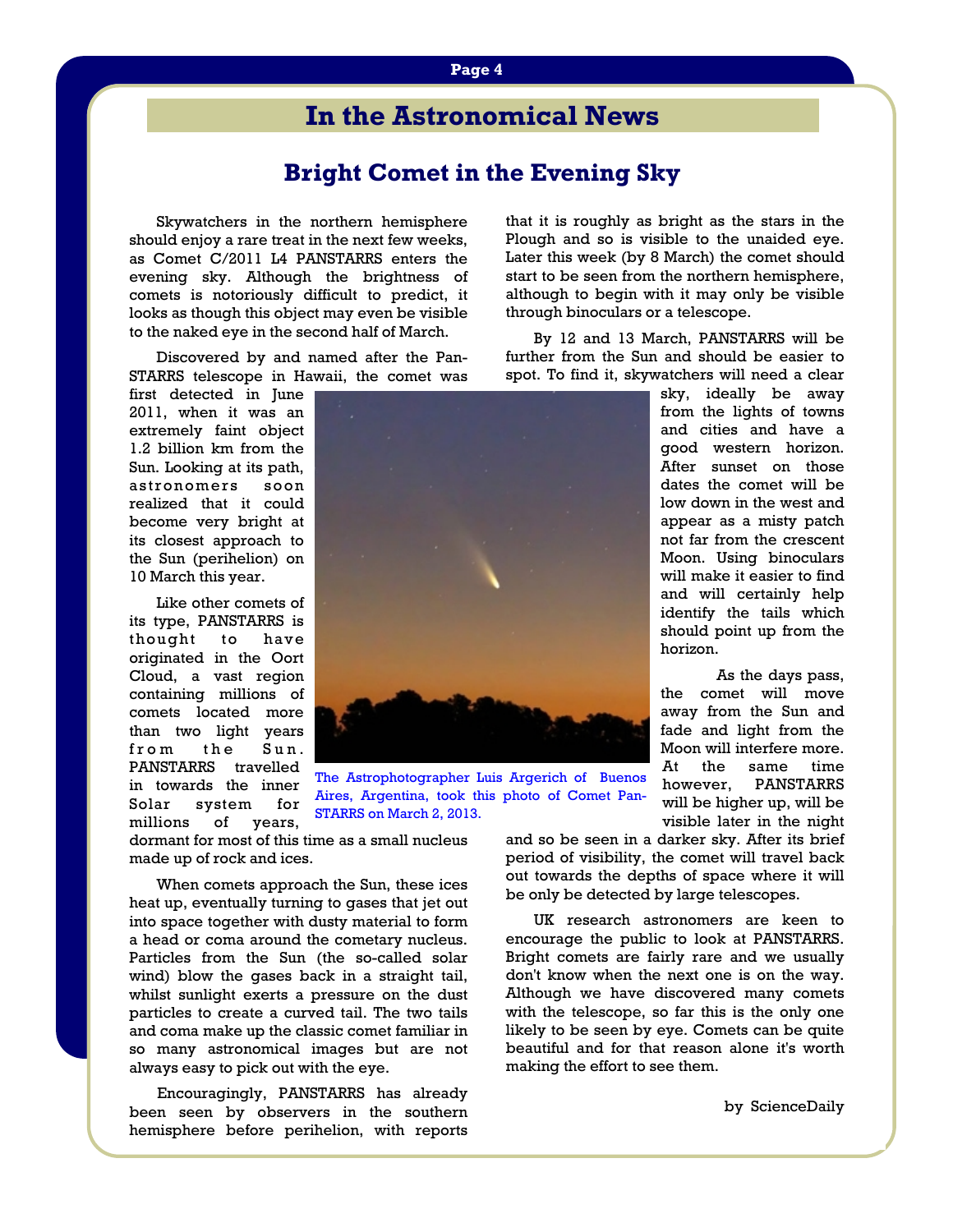# In the Astronomical News

## Bright Comet in the Evening Sky

Skywatchers in the northern hemisphere should enjoy a rare treat in the next few weeks, as Comet C/2011 L4 PANSTARRS enters the evening sky. Although the brightness of comets is notoriously difficult to predict, it looks as though this object may even be visible to the naked eye in the second half of March.

Discovered by and named after the Pan-STARRS telescope in Hawaii, the comet was first detected in June 2011, when it was an extremely faint object 1.2 billion km from the Sun. Looking at its path, astronomers soon realized that it could become very bright at its closest approach to the Sun (perihelion) on 10 March this year.

Like other comets of its type, PANSTARRS is thought to have originated in the Oort Cloud, a vast region containing millions of comets located more than two light years from the Sun. PANSTARRS travelled in towards the inner Solar system for millions of years, dormant for most of this time as a small nucleus made up of rock and ices.

The Astrophotographer Luis Argerich of Buenos Aires, Argentina, took this photo of Comet Pan-STARRS on March 2, 2013.

When comets approach the Sun, these ices heat up, eventually turning to gases that jet out into space together with dusty material to form a head or coma around the cometary nucleus. Particles from the Sun (the so-called solar wind) blow the gases back in a straight tail, whilst sunlight exerts a pressure on the dust particles to create a curved tail. The two tails and coma make up the classic comet familiar in so many astronomical images but are not always easy to pick out with the eye.

Encouragingly, PANSTARRS has already been seen by observers in the southern hemisphere before perihelion, with reports that it is roughly as bright as the stars in the Plough and so is visible to the unaided eye. Later this week (by 8 March) the comet should start to be seen from the northern hemisphere, although to begin with it may only be visible through binoculars or a telescope.

By 12 and 13 March, PANSTARRS will be further from the Sun and should be easier to spot. To find it, skywatchers will need a clear sky, ideally be away from the lights of towns and cities and have a good western horizon. After sunset on those dates the comet will be low down in the west and appear as a misty patch not far from the crescent Moon. Using binoculars will make it easier to find and will certainly help identify the tails which should point up from the horizon.

As the days pass, the comet will move away from the Sun and fade and light from the Moon will interfere more. At the same time however, PANSTARRS will be higher up, will be visible later in the night and so be seen in a darker sky. After its brief period of visibility, the comet will travel back out towards the depths of space where it will be only be detected by large telescopes.

UK research astronomers are keen to encourage the public to look at PANSTARRS. Bright comets are fairly rare and we usually don't know when the next one is on the way. Although we have discovered many comets with the telescope, so far this is the only one likely to be seen by eye. Comets can be quite beautiful and for that reason alone it's worth making the effort to see them.

by ScienceDaily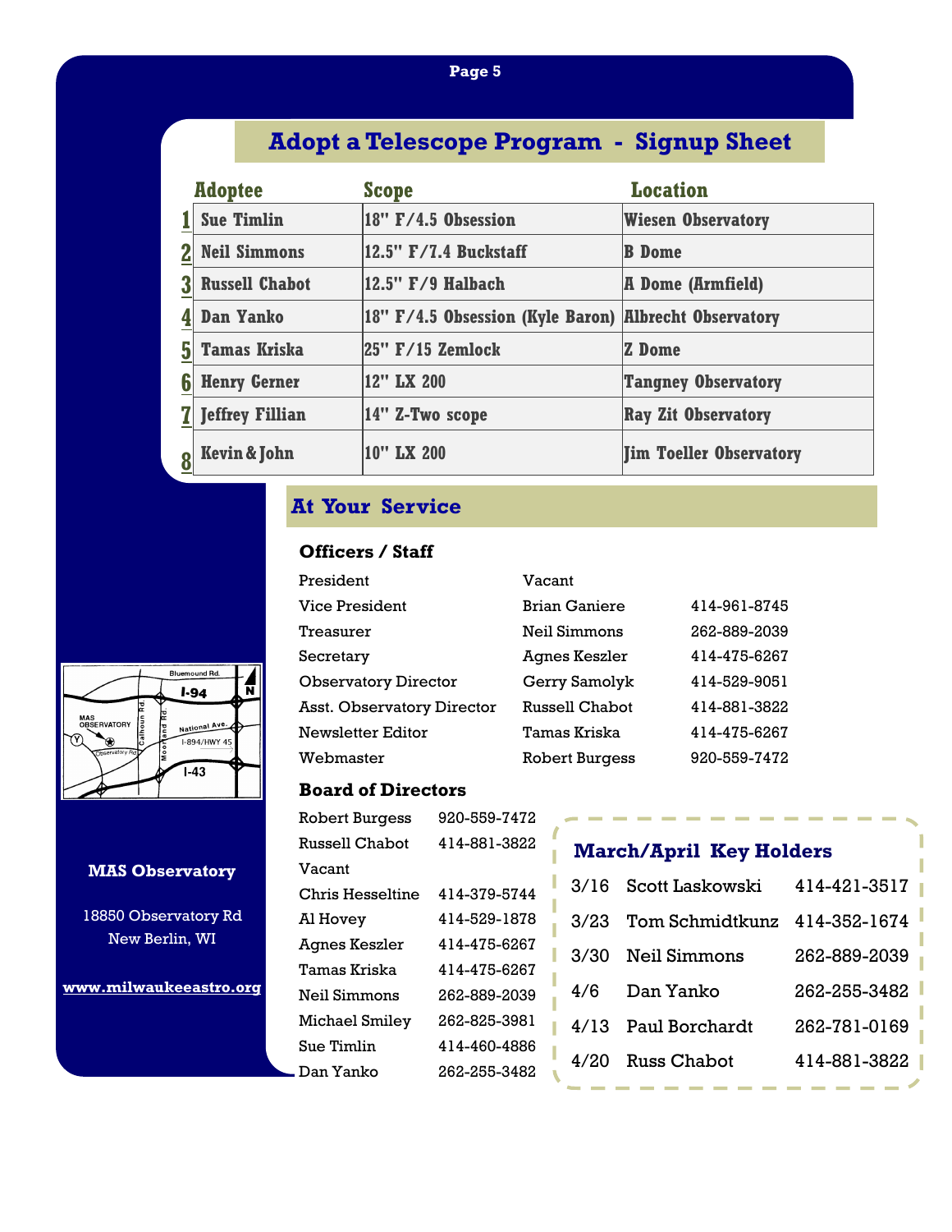## Adopt a Telescope Program - Signup Sheet

| | Adoptee | Scope | Location |
|---|---|---|---|
| 1 | Sue Timlin | 18" F/4.5 Obsession | Wiesen Observatory |
| 2 | Neil Simmons | 12.5" F/7.4 Buckstaff | B Dome |
| 3 | Russell Chabot | 12.5" F/9 Halbach | A Dome (Armfield) |
| 4 | Dan Yanko | 18" F/4.5 Obsession (Kyle Baron) | Albrecht Observatory |
| 5 | Tamas Kriska | 25" F/15 Zemlock | Z Dome |
| 6 | Henry Gerner | 12" LX 200 | Tangney Observatory |
| 7 | Jeffrey Fillian | 14" Z-Two scope | Ray Zit Observatory |
| 8 | Kevin & John | 10" LX 200 | Jim Toeller Observatory |

## At Your Service

### Officers / Staff

| | | |
|---|---|---|
| President | Vacant | |
| Vice President | Brian Ganiere | 414-961-8745 |
| Treasurer | Neil Simmons | 262-889-2039 |
| Secretary | Agnes Keszler | 414-475-6267 |
| Observatory Director | Gerry Samolyk | 414-529-9051 |
| Asst. Observatory Director | Russell Chabot | 414-881-3822 |
| Newsletter Editor | Tamas Kriska | 414-475-6267 |
| Webmaster | Robert Burgess | 920-559-7472 |

### Board of Directors

| | |
|---|---|
| Robert Burgess | 920-559-7472 |
| Russell Chabot | 414-881-3822 |
| Vacant | |
| Chris Hesseltine | 414-379-5744 |
| Al Hovey | 414-529-1878 |
| Agnes Keszler | 414-475-6267 |
| Tamas Kriska | 414-475-6267 |
| Neil Simmons | 262-889-2039 |
| Michael Smiley | 262-825-3981 |
| Sue Timlin | 414-460-4886 |
| Dan Yanko | 262-255-3482 |

### March/April Key Holders

| | | |
|---|---|---|
| 3/16 | Scott Laskowski | 414-421-3517 |
| 3/23 | Tom Schmidtkunz | 414-352-1674 |
| 3/30 | Neil Simmons | 262-889-2039 |
| 4/6 | Dan Yanko | 262-255-3482 |
| 4/13 | Paul Borchardt | 262-781-0169 |
| 4/20 | Russ Chabot | 414-881-3822 |

Bluemound Rd.
I-94
N
MAS OBSERVATORY
Y
Observatory Rd
Calhoun Rd.
Moorland Rd.
National Ave.
I-894/HWY 45
I-43

**MAS Observatory**

18850 Observatory Rd
New Berlin, WI

**www.milwaukeeastro.org**